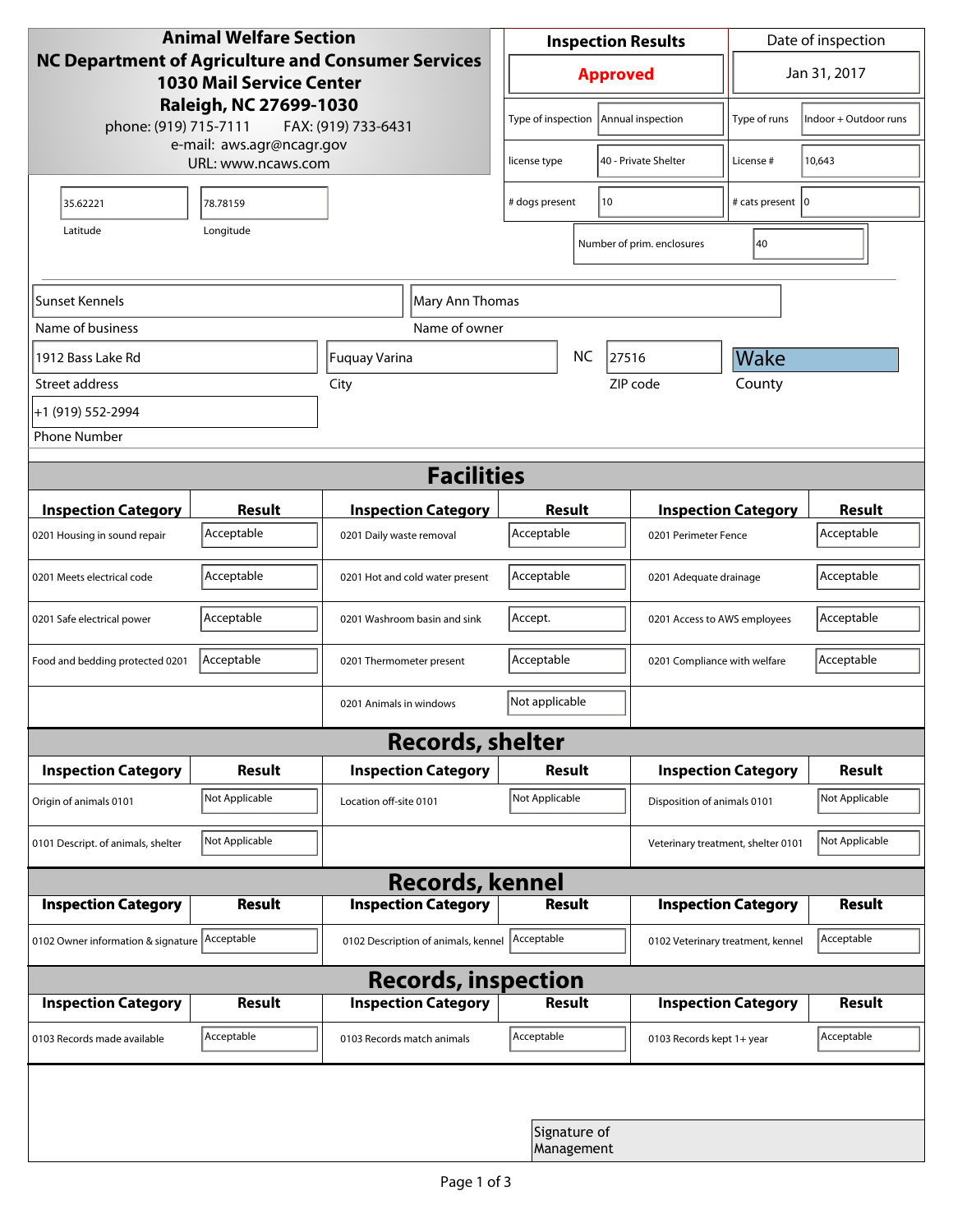**Animal Welfare Section**
**NC Department of Agriculture and Consumer Services**
**1030 Mail Service Center**
**Raleigh, NC 27699-1030**
phone: (919) 715-7111 FAX: (919) 733-6431
e-mail: aws.agr@ncagr.gov
URL: www.ncaws.com

| Inspection Results | Date of inspection |
|---|---|
| **Approved** | Jan 31, 2017 |

| | | | |
|---|---|---|---|
| Type of inspection | Annual inspection | Type of runs | Indoor + Outdoor runs |
| license type | 40 - Private Shelter | License # | 10,643 |
| # dogs present | 10 | # cats present | 0 |
| Number of prim. enclosures | 40 | | |

| Latitude | Longitude |
|---|---|
| 35.62221 | 78.78159 |

| Name of business | Name of owner |
|---|---|
| Sunset Kennels | Mary Ann Thomas |

| Street address | City | State | ZIP code | County |
|---|---|---|---|---|
| 1912 Bass Lake Rd | Fuquay Varina | NC | 27516 | Wake |

Phone Number: +1 (919) 552-2994

## Facilities

| Inspection Category | Result | Inspection Category | Result | Inspection Category | Result |
|---|---|---|---|---|---|
| 0201 Housing in sound repair | Acceptable | 0201 Daily waste removal | Acceptable | 0201 Perimeter Fence | Acceptable |
| 0201 Meets electrical code | Acceptable | 0201 Hot and cold water present | Acceptable | 0201 Adequate drainage | Acceptable |
| 0201 Safe electrical power | Acceptable | 0201 Washroom basin and sink | Accept. | 0201 Access to AWS employees | Acceptable |
| Food and bedding protected 0201 | Acceptable | 0201 Thermometer present | Acceptable | 0201 Compliance with welfare | Acceptable |
| | | 0201 Animals in windows | Not applicable | | |

## Records, shelter

| Inspection Category | Result | Inspection Category | Result | Inspection Category | Result |
|---|---|---|---|---|---|
| Origin of animals 0101 | Not Applicable | Location off-site 0101 | Not Applicable | Disposition of animals 0101 | Not Applicable |
| 0101 Descript. of animals, shelter | Not Applicable | | | Veterinary treatment, shelter 0101 | Not Applicable |

## Records, kennel

| Inspection Category | Result | Inspection Category | Result | Inspection Category | Result |
|---|---|---|---|---|---|
| 0102 Owner information & signature | Acceptable | 0102 Description of animals, kennel | Acceptable | 0102 Veterinary treatment, kennel | Acceptable |

## Records, inspection

| Inspection Category | Result | Inspection Category | Result | Inspection Category | Result |
|---|---|---|---|---|---|
| 0103 Records made available | Acceptable | 0103 Records match animals | Acceptable | 0103 Records kept 1+ year | Acceptable |

Signature of Management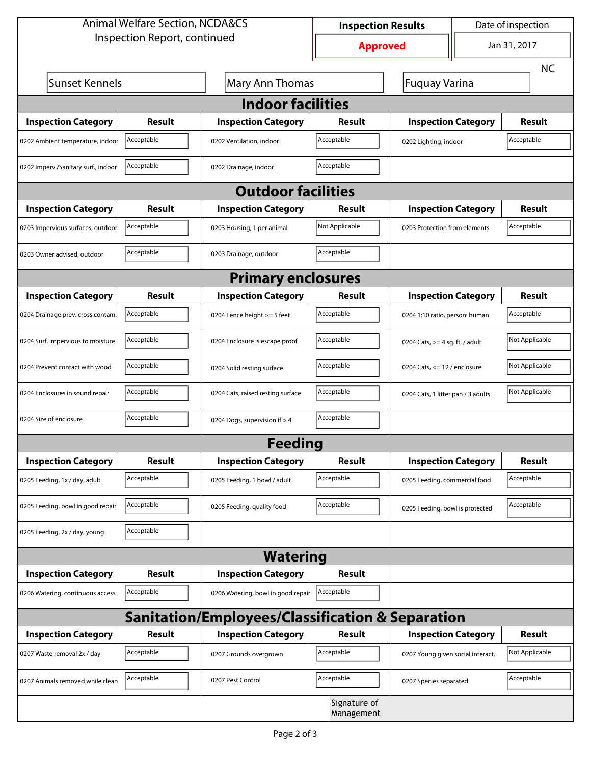Animal Welfare Section, NCDA&CS
Inspection Report, continued

| Inspection Results | Date of inspection |
|---|---|
| **Approved** | Jan 31, 2017 |

Sunset Kennels | Mary Ann Thomas | Fuquay Varina | NC

## Indoor facilities

| Inspection Category | Result | Inspection Category | Result | Inspection Category | Result |
|---|---|---|---|---|---|
| 0202 Ambient temperature, indoor | Acceptable | 0202 Ventilation, indoor | Acceptable | 0202 Lighting, indoor | Acceptable |
| 0202 Imperv./Sanitary surf., indoor | Acceptable | 0202 Drainage, indoor | Acceptable | | |

## Outdoor facilities

| Inspection Category | Result | Inspection Category | Result | Inspection Category | Result |
|---|---|---|---|---|---|
| 0203 Impervious surfaces, outdoor | Acceptable | 0203 Housing, 1 per animal | Not Applicable | 0203 Protection from elements | Acceptable |
| 0203 Owner advised, outdoor | Acceptable | 0203 Drainage, outdoor | Acceptable | | |

## Primary enclosures

| Inspection Category | Result | Inspection Category | Result | Inspection Category | Result |
|---|---|---|---|---|---|
| 0204 Drainage prev. cross contam. | Acceptable | 0204 Fence height >= 5 feet | Acceptable | 0204 1:10 ratio, person: human | Acceptable |
| 0204 Surf. impervious to moisture | Acceptable | 0204 Enclosure is escape proof | Acceptable | 0204 Cats, >= 4 sq. ft. / adult | Not Applicable |
| 0204 Prevent contact with wood | Acceptable | 0204 Solid resting surface | Acceptable | 0204 Cats, <= 12 / enclosure | Not Applicable |
| 0204 Enclosures in sound repair | Acceptable | 0204 Cats, raised resting surface | Acceptable | 0204 Cats, 1 litter pan / 3 adults | Not Applicable |
| 0204 Size of enclosure | Acceptable | 0204 Dogs, supervision if > 4 | Acceptable | | |

## Feeding

| Inspection Category | Result | Inspection Category | Result | Inspection Category | Result |
|---|---|---|---|---|---|
| 0205 Feeding, 1x / day, adult | Acceptable | 0205 Feeding, 1 bowl / adult | Acceptable | 0205 Feeding, commercial food | Acceptable |
| 0205 Feeding, bowl in good repair | Acceptable | 0205 Feeding, quality food | Acceptable | 0205 Feeding, bowl is protected | Acceptable |
| 0205 Feeding, 2x / day, young | Acceptable | | | | |

## Watering

| Inspection Category | Result | Inspection Category | Result |
|---|---|---|---|
| 0206 Watering, continuous access | Acceptable | 0206 Watering, bowl in good repair | Acceptable |

## Sanitation/Employees/Classification & Separation

| Inspection Category | Result | Inspection Category | Result | Inspection Category | Result |
|---|---|---|---|---|---|
| 0207 Waste removal 2x / day | Acceptable | 0207 Grounds overgrown | Acceptable | 0207 Young given social interact. | Not Applicable |
| 0207 Animals removed while clean | Acceptable | 0207 Pest Control | Acceptable | 0207 Species separated | Acceptable |

Signature of Management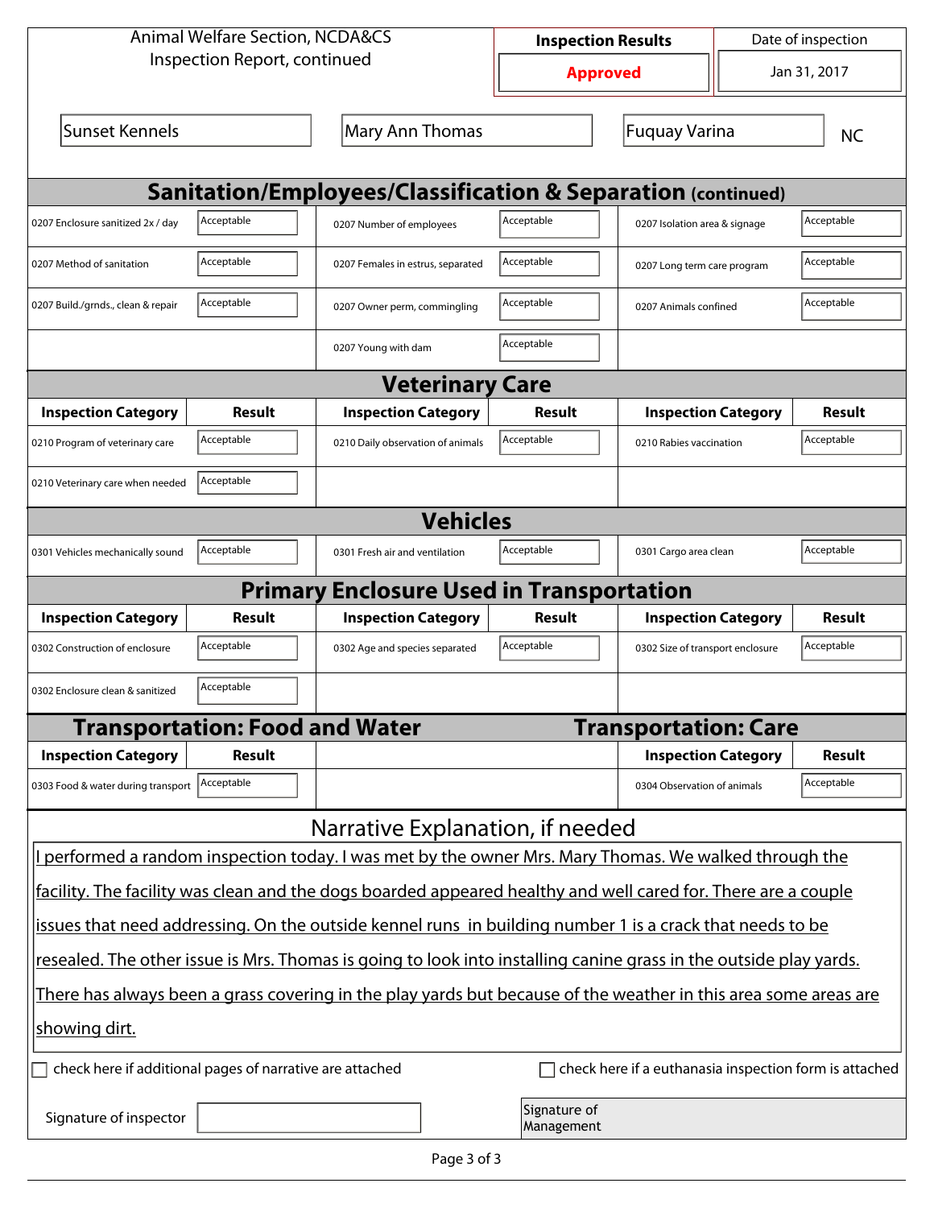Animal Welfare Section, NCDA&CS
Inspection Report, continued

| Inspection Results | Date of inspection |
| --- | --- |
| **Approved** | Jan 31, 2017 |

| | | | |
| --- | --- | --- | --- |
| Sunset Kennels | Mary Ann Thomas | Fuquay Varina | NC |

## Sanitation/Employees/Classification & Separation (continued)

| | | | | | |
| --- | --- | --- | --- | --- | --- |
| 0207 Enclosure sanitized 2x / day | Acceptable | 0207 Number of employees | Acceptable | 0207 Isolation area & signage | Acceptable |
| 0207 Method of sanitation | Acceptable | 0207 Females in estrus, separated | Acceptable | 0207 Long term care program | Acceptable |
| 0207 Build./grnds., clean & repair | Acceptable | 0207 Owner perm, commingling | Acceptable | 0207 Animals confined | Acceptable |
| | | 0207 Young with dam | Acceptable | | |

## Veterinary Care

| Inspection Category | Result | Inspection Category | Result | Inspection Category | Result |
| --- | --- | --- | --- | --- | --- |
| 0210 Program of veterinary care | Acceptable | 0210 Daily observation of animals | Acceptable | 0210 Rabies vaccination | Acceptable |
| 0210 Veterinary care when needed | Acceptable | | | | |

## Vehicles

| | | | | | |
| --- | --- | --- | --- | --- | --- |
| 0301 Vehicles mechanically sound | Acceptable | 0301 Fresh air and ventilation | Acceptable | 0301 Cargo area clean | Acceptable |

## Primary Enclosure Used in Transportation

| Inspection Category | Result | Inspection Category | Result | Inspection Category | Result |
| --- | --- | --- | --- | --- | --- |
| 0302 Construction of enclosure | Acceptable | 0302 Age and species separated | Acceptable | 0302 Size of transport enclosure | Acceptable |
| 0302 Enclosure clean & sanitized | Acceptable | | | | |

## Transportation: Food and Water / Transportation: Care

| Inspection Category | Result | | Inspection Category | Result |
| --- | --- | --- | --- | --- |
| 0303 Food & water during transport | Acceptable | | 0304 Observation of animals | Acceptable |

## Narrative Explanation, if needed

I performed a random inspection today. I was met by the owner Mrs. Mary Thomas. We walked through the facility. The facility was clean and the dogs boarded appeared healthy and well cared for. There are a couple issues that need addressing. On the outside kennel runs in building number 1 is a crack that needs to be resealed. The other issue is Mrs. Thomas is going to look into installing canine grass in the outside play yards. There has always been a grass covering in the play yards but because of the weather in this area some areas are showing dirt.

☐ check here if additional pages of narrative are attached

☐ check here if a euthanasia inspection form is attached

Signature of inspector

Signature of Management